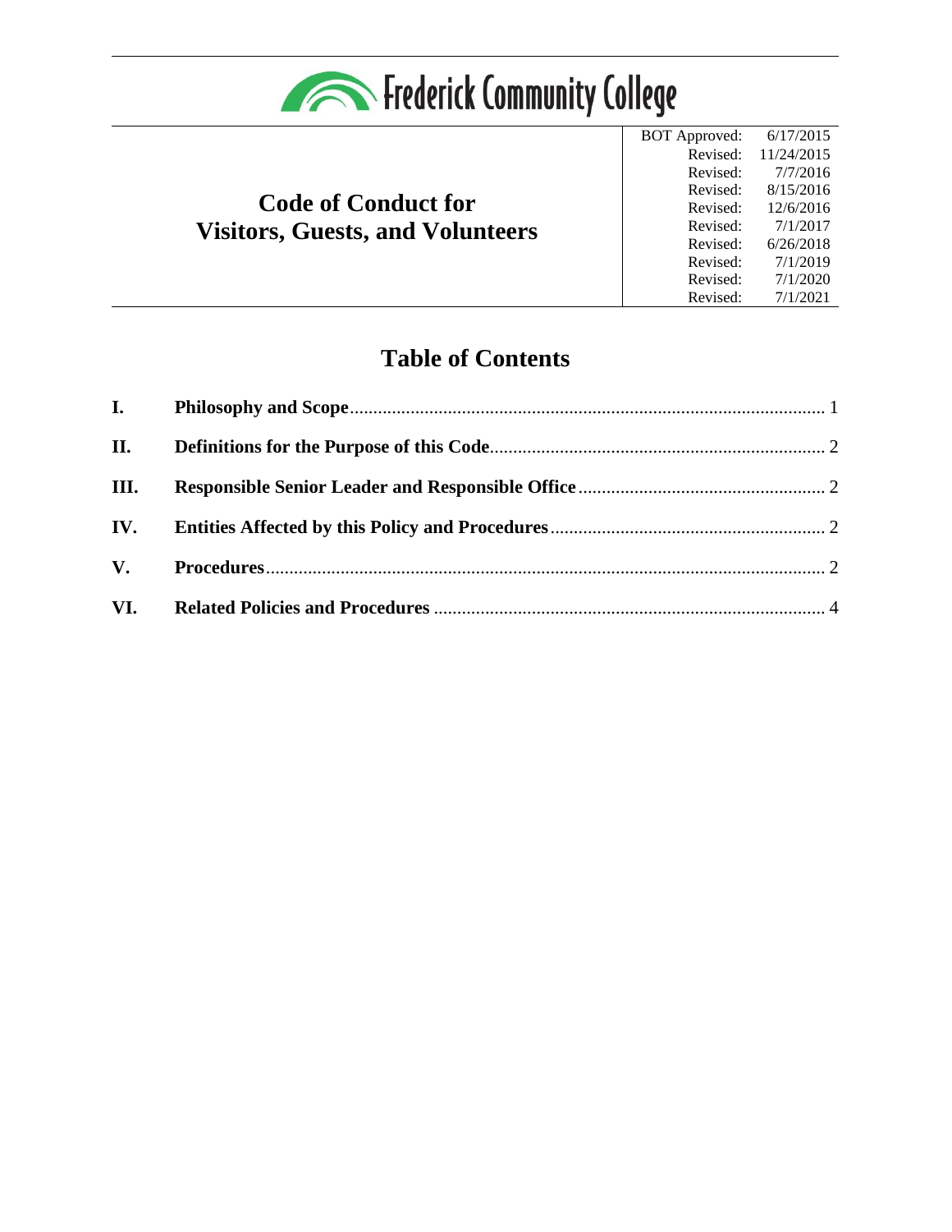Frederick Community College

# Code of Conduct for Visitors, Guests, and Volunteers

| | |
|---|---|
| BOT Approved: | 6/17/2015 |
| Revised: | 11/24/2015 |
| Revised: | 7/7/2016 |
| Revised: | 8/15/2016 |
| Revised: | 12/6/2016 |
| Revised: | 7/1/2017 |
| Revised: | 6/26/2018 |
| Revised: | 7/1/2019 |
| Revised: | 7/1/2020 |
| Revised: | 7/1/2021 |

## Table of Contents

**I.** **Philosophy and Scope** ..... 1

**II.** **Definitions for the Purpose of this Code** ..... 2

**III.** **Responsible Senior Leader and Responsible Office** ..... 2

**IV.** **Entities Affected by this Policy and Procedures** ..... 2

**V.** **Procedures** ..... 2

**VI.** **Related Policies and Procedures** ..... 4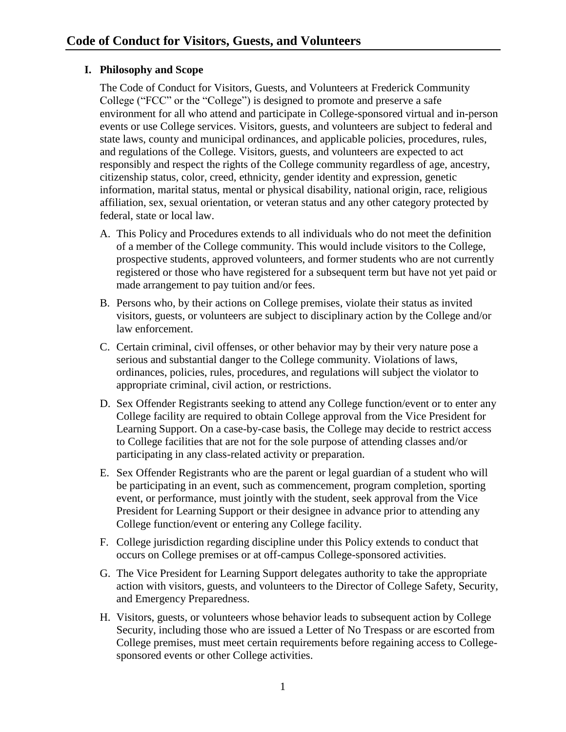# Code of Conduct for Visitors, Guests, and Volunteers

## I. Philosophy and Scope

The Code of Conduct for Visitors, Guests, and Volunteers at Frederick Community College ("FCC" or the "College") is designed to promote and preserve a safe environment for all who attend and participate in College-sponsored virtual and in-person events or use College services. Visitors, guests, and volunteers are subject to federal and state laws, county and municipal ordinances, and applicable policies, procedures, rules, and regulations of the College. Visitors, guests, and volunteers are expected to act responsibly and respect the rights of the College community regardless of age, ancestry, citizenship status, color, creed, ethnicity, gender identity and expression, genetic information, marital status, mental or physical disability, national origin, race, religious affiliation, sex, sexual orientation, or veteran status and any other category protected by federal, state or local law.

A. This Policy and Procedures extends to all individuals who do not meet the definition of a member of the College community. This would include visitors to the College, prospective students, approved volunteers, and former students who are not currently registered or those who have registered for a subsequent term but have not yet paid or made arrangement to pay tuition and/or fees.

B. Persons who, by their actions on College premises, violate their status as invited visitors, guests, or volunteers are subject to disciplinary action by the College and/or law enforcement.

C. Certain criminal, civil offenses, or other behavior may by their very nature pose a serious and substantial danger to the College community. Violations of laws, ordinances, policies, rules, procedures, and regulations will subject the violator to appropriate criminal, civil action, or restrictions.

D. Sex Offender Registrants seeking to attend any College function/event or to enter any College facility are required to obtain College approval from the Vice President for Learning Support. On a case-by-case basis, the College may decide to restrict access to College facilities that are not for the sole purpose of attending classes and/or participating in any class-related activity or preparation.

E. Sex Offender Registrants who are the parent or legal guardian of a student who will be participating in an event, such as commencement, program completion, sporting event, or performance, must jointly with the student, seek approval from the Vice President for Learning Support or their designee in advance prior to attending any College function/event or entering any College facility.

F. College jurisdiction regarding discipline under this Policy extends to conduct that occurs on College premises or at off-campus College-sponsored activities.

G. The Vice President for Learning Support delegates authority to take the appropriate action with visitors, guests, and volunteers to the Director of College Safety, Security, and Emergency Preparedness.

H. Visitors, guests, or volunteers whose behavior leads to subsequent action by College Security, including those who are issued a Letter of No Trespass or are escorted from College premises, must meet certain requirements before regaining access to College-sponsored events or other College activities.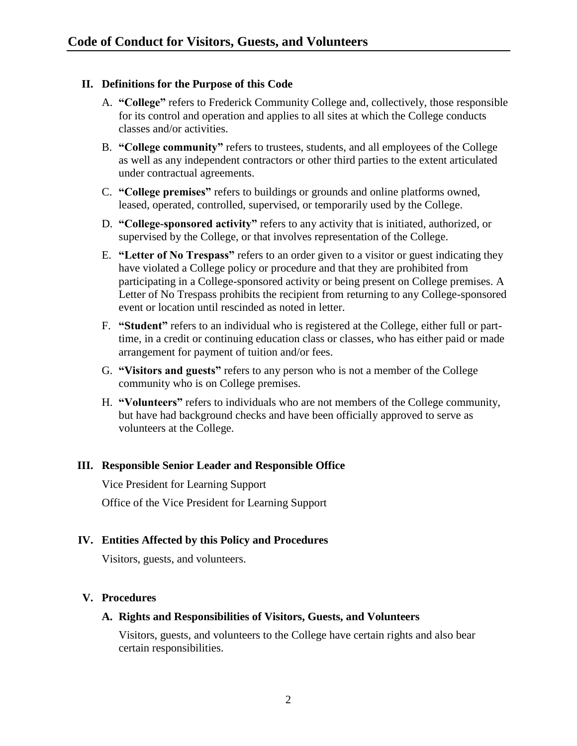## II. Definitions for the Purpose of this Code

A. **"College"** refers to Frederick Community College and, collectively, those responsible for its control and operation and applies to all sites at which the College conducts classes and/or activities.

B. **"College community"** refers to trustees, students, and all employees of the College as well as any independent contractors or other third parties to the extent articulated under contractual agreements.

C. **"College premises"** refers to buildings or grounds and online platforms owned, leased, operated, controlled, supervised, or temporarily used by the College.

D. **"College-sponsored activity"** refers to any activity that is initiated, authorized, or supervised by the College, or that involves representation of the College.

E. **"Letter of No Trespass"** refers to an order given to a visitor or guest indicating they have violated a College policy or procedure and that they are prohibited from participating in a College-sponsored activity or being present on College premises. A Letter of No Trespass prohibits the recipient from returning to any College-sponsored event or location until rescinded as noted in letter.

F. **"Student"** refers to an individual who is registered at the College, either full or part-time, in a credit or continuing education class or classes, who has either paid or made arrangement for payment of tuition and/or fees.

G. **"Visitors and guests"** refers to any person who is not a member of the College community who is on College premises.

H. **"Volunteers"** refers to individuals who are not members of the College community, but have had background checks and have been officially approved to serve as volunteers at the College.

## III. Responsible Senior Leader and Responsible Office

Vice President for Learning Support

Office of the Vice President for Learning Support

## IV. Entities Affected by this Policy and Procedures

Visitors, guests, and volunteers.

## V. Procedures

### A. Rights and Responsibilities of Visitors, Guests, and Volunteers

Visitors, guests, and volunteers to the College have certain rights and also bear certain responsibilities.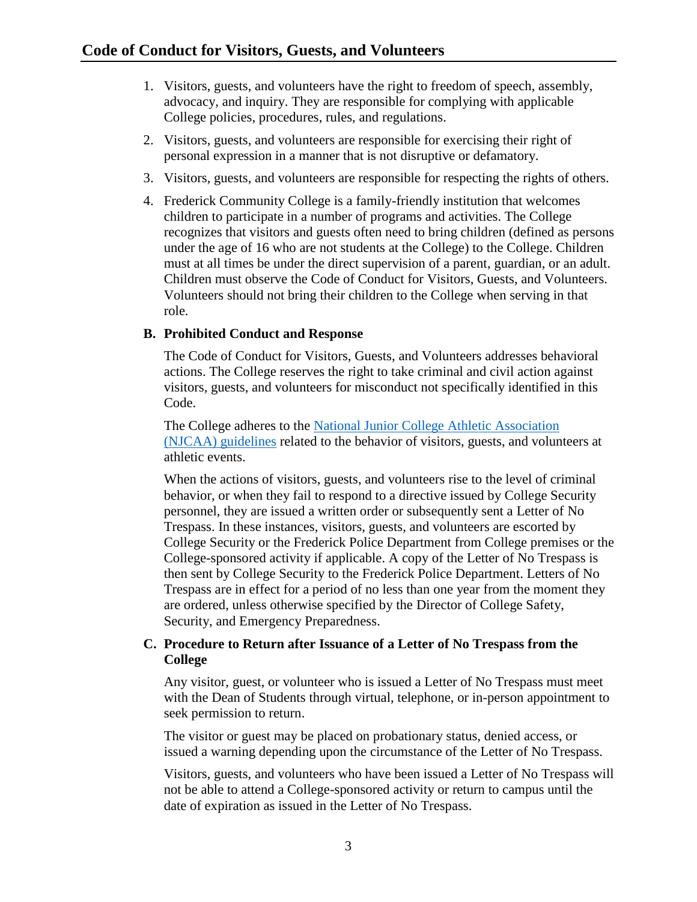## Code of Conduct for Visitors, Guests, and Volunteers

1. Visitors, guests, and volunteers have the right to freedom of speech, assembly, advocacy, and inquiry. They are responsible for complying with applicable College policies, procedures, rules, and regulations.
2. Visitors, guests, and volunteers are responsible for exercising their right of personal expression in a manner that is not disruptive or defamatory.
3. Visitors, guests, and volunteers are responsible for respecting the rights of others.
4. Frederick Community College is a family-friendly institution that welcomes children to participate in a number of programs and activities. The College recognizes that visitors and guests often need to bring children (defined as persons under the age of 16 who are not students at the College) to the College. Children must at all times be under the direct supervision of a parent, guardian, or an adult. Children must observe the Code of Conduct for Visitors, Guests, and Volunteers. Volunteers should not bring their children to the College when serving in that role.

### B. Prohibited Conduct and Response

The Code of Conduct for Visitors, Guests, and Volunteers addresses behavioral actions. The College reserves the right to take criminal and civil action against visitors, guests, and volunteers for misconduct not specifically identified in this Code.

The College adheres to the National Junior College Athletic Association (NJCAA) guidelines related to the behavior of visitors, guests, and volunteers at athletic events.

When the actions of visitors, guests, and volunteers rise to the level of criminal behavior, or when they fail to respond to a directive issued by College Security personnel, they are issued a written order or subsequently sent a Letter of No Trespass. In these instances, visitors, guests, and volunteers are escorted by College Security or the Frederick Police Department from College premises or the College-sponsored activity if applicable. A copy of the Letter of No Trespass is then sent by College Security to the Frederick Police Department. Letters of No Trespass are in effect for a period of no less than one year from the moment they are ordered, unless otherwise specified by the Director of College Safety, Security, and Emergency Preparedness.

### C. Procedure to Return after Issuance of a Letter of No Trespass from the College

Any visitor, guest, or volunteer who is issued a Letter of No Trespass must meet with the Dean of Students through virtual, telephone, or in-person appointment to seek permission to return.

The visitor or guest may be placed on probationary status, denied access, or issued a warning depending upon the circumstance of the Letter of No Trespass.

Visitors, guests, and volunteers who have been issued a Letter of No Trespass will not be able to attend a College-sponsored activity or return to campus until the date of expiration as issued in the Letter of No Trespass.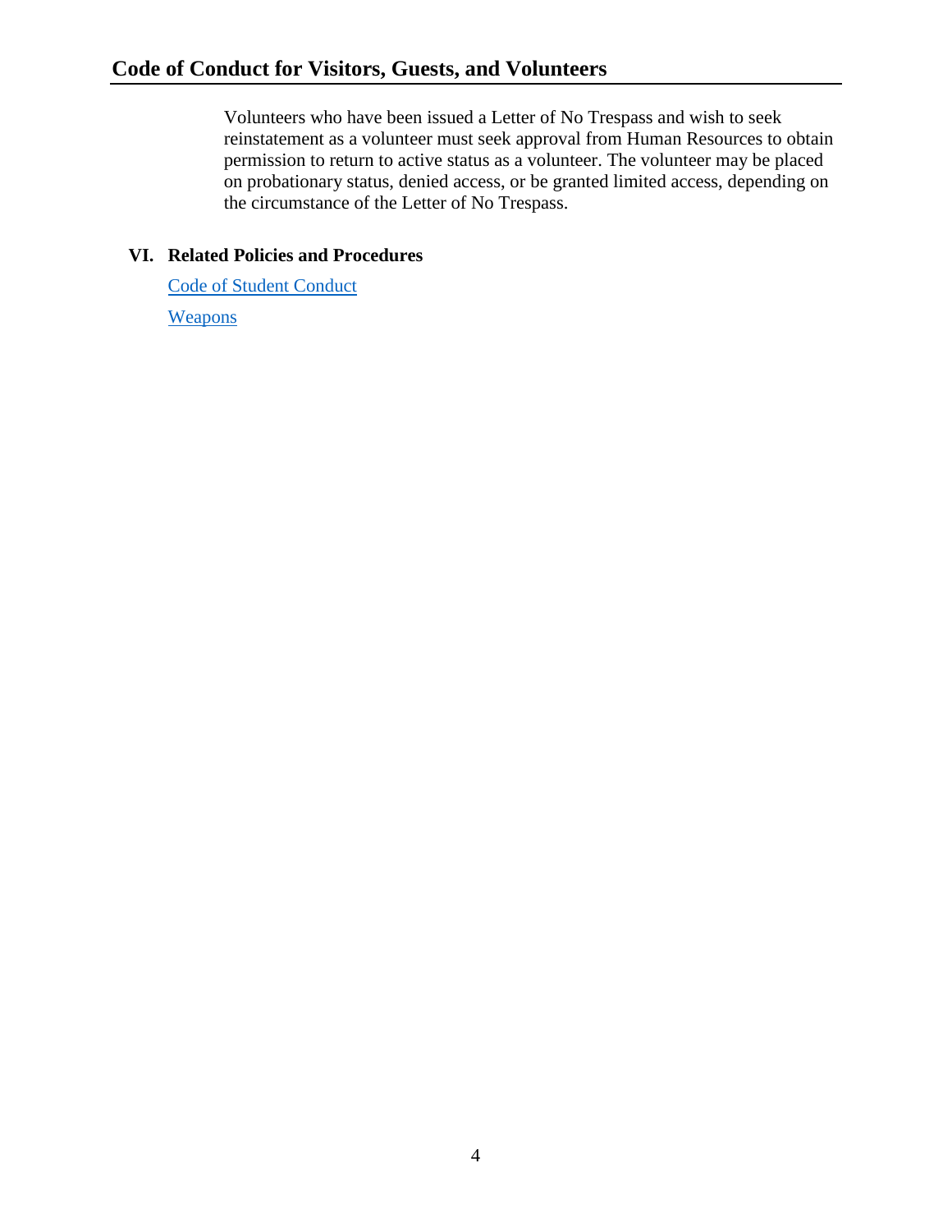Volunteers who have been issued a Letter of No Trespass and wish to seek reinstatement as a volunteer must seek approval from Human Resources to obtain permission to return to active status as a volunteer. The volunteer may be placed on probationary status, denied access, or be granted limited access, depending on the circumstance of the Letter of No Trespass.

## VI. Related Policies and Procedures

Code of Student Conduct

Weapons